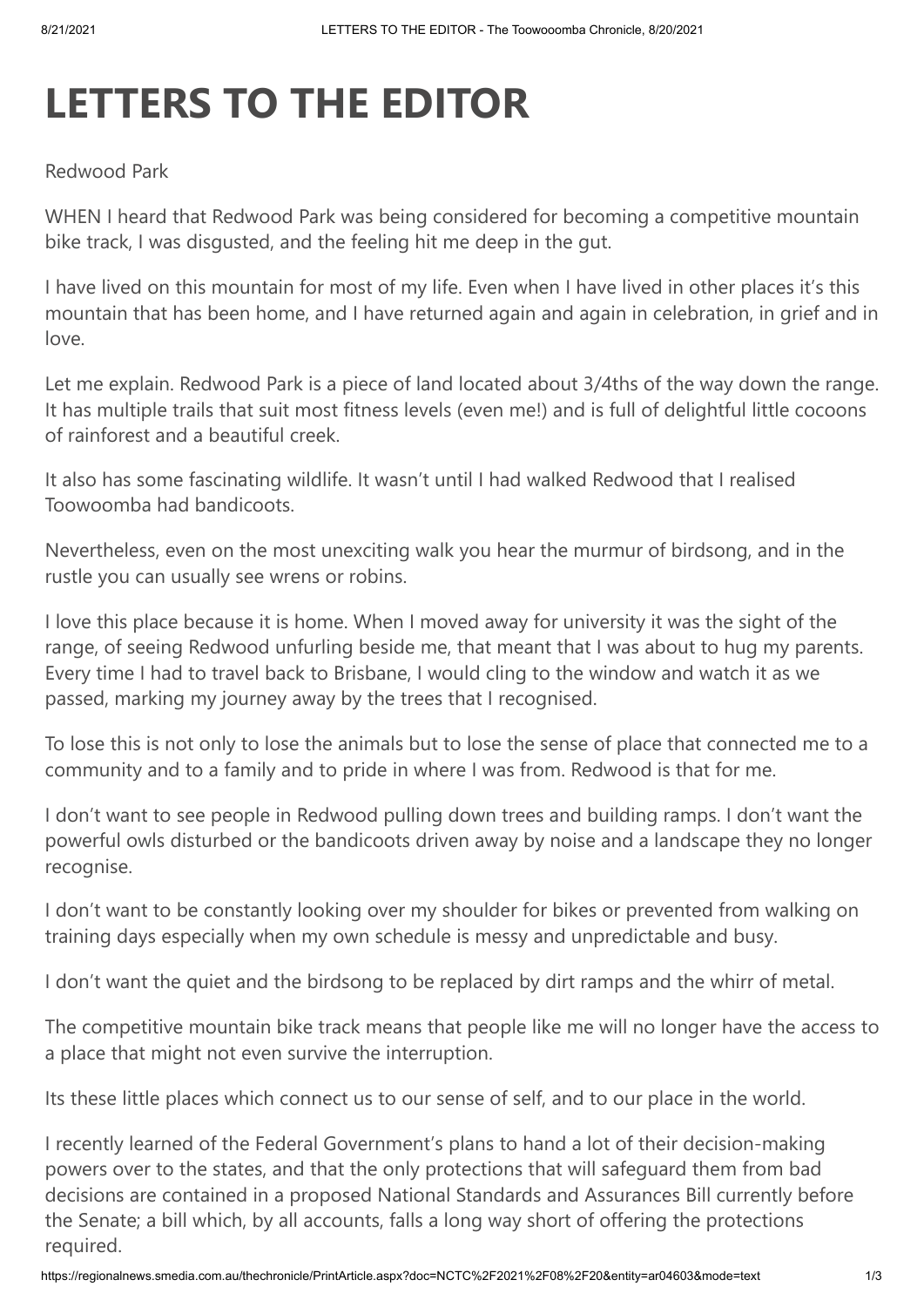# LETTERS TO THE EDITOR

Redwood Park

WHEN I heard that Redwood Park was being considered for becoming a competitive mountain bike track, I was disgusted, and the feeling hit me deep in the gut.

I have lived on this mountain for most of my life. Even when I have lived in other places it's this mountain that has been home, and I have returned again and again in celebration, in grief and in love.

Let me explain. Redwood Park is a piece of land located about 3/4ths of the way down the range. It has multiple trails that suit most fitness levels (even me!) and is full of delightful little cocoons of rainforest and a beautiful creek.

It also has some fascinating wildlife. It wasn't until I had walked Redwood that I realised Toowoomba had bandicoots.

Nevertheless, even on the most unexciting walk you hear the murmur of birdsong, and in the rustle you can usually see wrens or robins.

I love this place because it is home. When I moved away for university it was the sight of the range, of seeing Redwood unfurling beside me, that meant that I was about to hug my parents. Every time I had to travel back to Brisbane, I would cling to the window and watch it as we passed, marking my journey away by the trees that I recognised.

To lose this is not only to lose the animals but to lose the sense of place that connected me to a community and to a family and to pride in where I was from. Redwood is that for me.

I don't want to see people in Redwood pulling down trees and building ramps. I don't want the powerful owls disturbed or the bandicoots driven away by noise and a landscape they no longer recognise.

I don't want to be constantly looking over my shoulder for bikes or prevented from walking on training days especially when my own schedule is messy and unpredictable and busy.

I don't want the quiet and the birdsong to be replaced by dirt ramps and the whirr of metal.

The competitive mountain bike track means that people like me will no longer have the access to a place that might not even survive the interruption.

Its these little places which connect us to our sense of self, and to our place in the world.

I recently learned of the Federal Government's plans to hand a lot of their decision-making powers over to the states, and that the only protections that will safeguard them from bad decisions are contained in a proposed National Standards and Assurances Bill currently before the Senate; a bill which, by all accounts, falls a long way short of offering the protections required.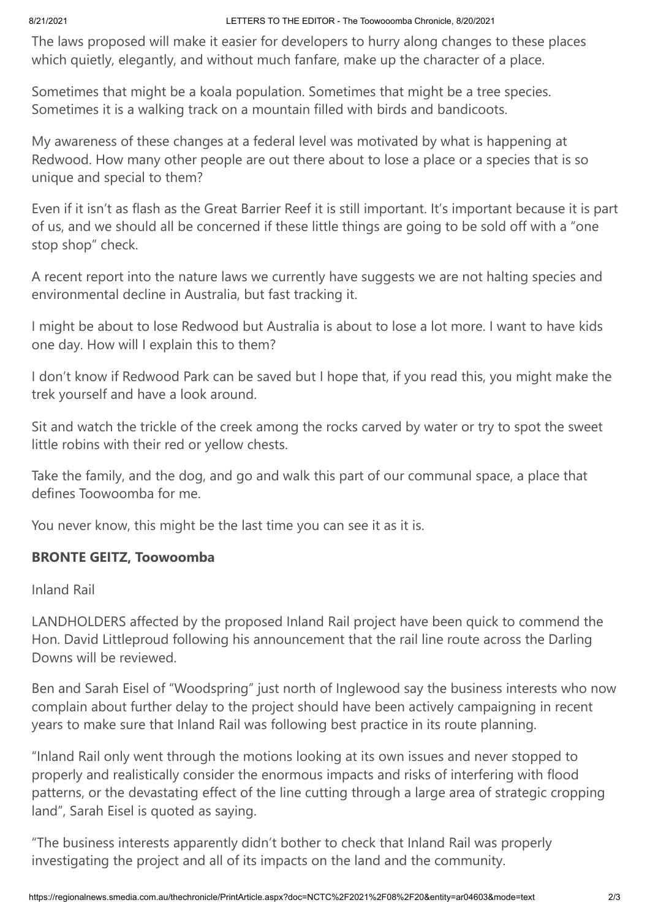The laws proposed will make it easier for developers to hurry along changes to these places which quietly, elegantly, and without much fanfare, make up the character of a place.

Sometimes that might be a koala population. Sometimes that might be a tree species. Sometimes it is a walking track on a mountain filled with birds and bandicoots.

My awareness of these changes at a federal level was motivated by what is happening at Redwood. How many other people are out there about to lose a place or a species that is so unique and special to them?

Even if it isn't as flash as the Great Barrier Reef it is still important. It's important because it is part of us, and we should all be concerned if these little things are going to be sold off with a "one stop shop" check.

A recent report into the nature laws we currently have suggests we are not halting species and environmental decline in Australia, but fast tracking it.

I might be about to lose Redwood but Australia is about to lose a lot more. I want to have kids one day. How will I explain this to them?

I don't know if Redwood Park can be saved but I hope that, if you read this, you might make the trek yourself and have a look around.

Sit and watch the trickle of the creek among the rocks carved by water or try to spot the sweet little robins with their red or yellow chests.

Take the family, and the dog, and go and walk this part of our communal space, a place that defines Toowoomba for me.

You never know, this might be the last time you can see it as it is.

**BRONTE GEITZ, Toowoomba**

Inland Rail

LANDHOLDERS affected by the proposed Inland Rail project have been quick to commend the Hon. David Littleproud following his announcement that the rail line route across the Darling Downs will be reviewed.

Ben and Sarah Eisel of "Woodspring" just north of Inglewood say the business interests who now complain about further delay to the project should have been actively campaigning in recent years to make sure that Inland Rail was following best practice in its route planning.

"Inland Rail only went through the motions looking at its own issues and never stopped to properly and realistically consider the enormous impacts and risks of interfering with flood patterns, or the devastating effect of the line cutting through a large area of strategic cropping land", Sarah Eisel is quoted as saying.

"The business interests apparently didn't bother to check that Inland Rail was properly investigating the project and all of its impacts on the land and the community.